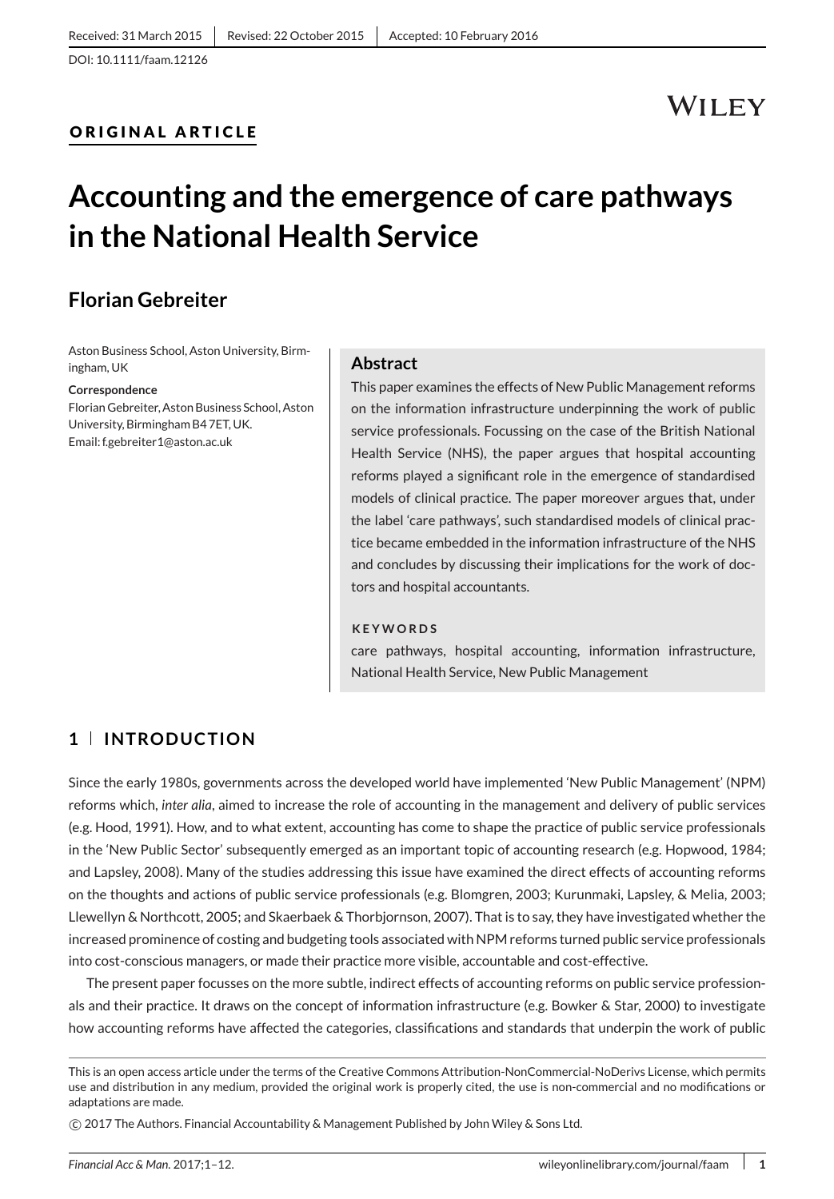Received: 31 March 2015 | Revised: 22 October 2015 | Accepted: 10 February 2016

DOI: 10.1111/faam.12126

**ORIGINAL ARTICLE**

# Accounting and the emergence of care pathways in the National Health Service

## Florian Gebreiter

Aston Business School, Aston University, Birmingham, UK

**Correspondence**
Florian Gebreiter, Aston Business School, Aston University, Birmingham B4 7ET, UK.
Email: f.gebreiter1@aston.ac.uk

### Abstract

This paper examines the effects of New Public Management reforms on the information infrastructure underpinning the work of public service professionals. Focussing on the case of the British National Health Service (NHS), the paper argues that hospital accounting reforms played a significant role in the emergence of standardised models of clinical practice. The paper moreover argues that, under the label 'care pathways', such standardised models of clinical practice became embedded in the information infrastructure of the NHS and concludes by discussing their implications for the work of doctors and hospital accountants.

**KEYWORDS**

care pathways, hospital accounting, information infrastructure, National Health Service, New Public Management

## 1 | INTRODUCTION

Since the early 1980s, governments across the developed world have implemented 'New Public Management' (NPM) reforms which, *inter alia*, aimed to increase the role of accounting in the management and delivery of public services (e.g. Hood, 1991). How, and to what extent, accounting has come to shape the practice of public service professionals in the 'New Public Sector' subsequently emerged as an important topic of accounting research (e.g. Hopwood, 1984; and Lapsley, 2008). Many of the studies addressing this issue have examined the direct effects of accounting reforms on the thoughts and actions of public service professionals (e.g. Blomgren, 2003; Kurunmaki, Lapsley, & Melia, 2003; Llewellyn & Northcott, 2005; and Skaerbaek & Thorbjornson, 2007). That is to say, they have investigated whether the increased prominence of costing and budgeting tools associated with NPM reforms turned public service professionals into cost-conscious managers, or made their practice more visible, accountable and cost-effective.

The present paper focusses on the more subtle, indirect effects of accounting reforms on public service professionals and their practice. It draws on the concept of information infrastructure (e.g. Bowker & Star, 2000) to investigate how accounting reforms have affected the categories, classifications and standards that underpin the work of public

This is an open access article under the terms of the Creative Commons Attribution-NonCommercial-NoDerivs License, which permits use and distribution in any medium, provided the original work is properly cited, the use is non-commercial and no modifications or adaptations are made.

© 2017 The Authors. Financial Accountability & Management Published by John Wiley & Sons Ltd.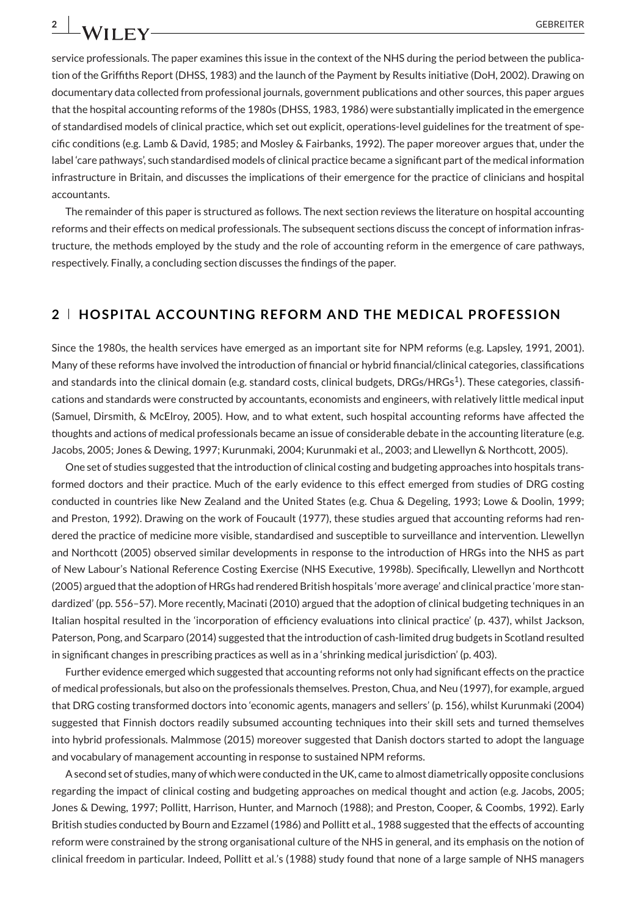service professionals. The paper examines this issue in the context of the NHS during the period between the publication of the Griffiths Report (DHSS, 1983) and the launch of the Payment by Results initiative (DoH, 2002). Drawing on documentary data collected from professional journals, government publications and other sources, this paper argues that the hospital accounting reforms of the 1980s (DHSS, 1983, 1986) were substantially implicated in the emergence of standardised models of clinical practice, which set out explicit, operations-level guidelines for the treatment of specific conditions (e.g. Lamb & David, 1985; and Mosley & Fairbanks, 1992). The paper moreover argues that, under the label 'care pathways', such standardised models of clinical practice became a significant part of the medical information infrastructure in Britain, and discusses the implications of their emergence for the practice of clinicians and hospital accountants.

The remainder of this paper is structured as follows. The next section reviews the literature on hospital accounting reforms and their effects on medical professionals. The subsequent sections discuss the concept of information infrastructure, the methods employed by the study and the role of accounting reform in the emergence of care pathways, respectively. Finally, a concluding section discusses the findings of the paper.

## 2 | HOSPITAL ACCOUNTING REFORM AND THE MEDICAL PROFESSION

Since the 1980s, the health services have emerged as an important site for NPM reforms (e.g. Lapsley, 1991, 2001). Many of these reforms have involved the introduction of financial or hybrid financial/clinical categories, classifications and standards into the clinical domain (e.g. standard costs, clinical budgets, DRGs/HRGs[1]). These categories, classifications and standards were constructed by accountants, economists and engineers, with relatively little medical input (Samuel, Dirsmith, & McElroy, 2005). How, and to what extent, such hospital accounting reforms have affected the thoughts and actions of medical professionals became an issue of considerable debate in the accounting literature (e.g. Jacobs, 2005; Jones & Dewing, 1997; Kurunmaki, 2004; Kurunmaki et al., 2003; and Llewellyn & Northcott, 2005).

One set of studies suggested that the introduction of clinical costing and budgeting approaches into hospitals transformed doctors and their practice. Much of the early evidence to this effect emerged from studies of DRG costing conducted in countries like New Zealand and the United States (e.g. Chua & Degeling, 1993; Lowe & Doolin, 1999; and Preston, 1992). Drawing on the work of Foucault (1977), these studies argued that accounting reforms had rendered the practice of medicine more visible, standardised and susceptible to surveillance and intervention. Llewellyn and Northcott (2005) observed similar developments in response to the introduction of HRGs into the NHS as part of New Labour's National Reference Costing Exercise (NHS Executive, 1998b). Specifically, Llewellyn and Northcott (2005) argued that the adoption of HRGs had rendered British hospitals 'more average' and clinical practice 'more standardized' (pp. 556–57). More recently, Macinati (2010) argued that the adoption of clinical budgeting techniques in an Italian hospital resulted in the 'incorporation of efficiency evaluations into clinical practice' (p. 437), whilst Jackson, Paterson, Pong, and Scarparo (2014) suggested that the introduction of cash-limited drug budgets in Scotland resulted in significant changes in prescribing practices as well as in a 'shrinking medical jurisdiction' (p. 403).

Further evidence emerged which suggested that accounting reforms not only had significant effects on the practice of medical professionals, but also on the professionals themselves. Preston, Chua, and Neu (1997), for example, argued that DRG costing transformed doctors into 'economic agents, managers and sellers' (p. 156), whilst Kurunmaki (2004) suggested that Finnish doctors readily subsumed accounting techniques into their skill sets and turned themselves into hybrid professionals. Malmmose (2015) moreover suggested that Danish doctors started to adopt the language and vocabulary of management accounting in response to sustained NPM reforms.

A second set of studies, many of which were conducted in the UK, came to almost diametrically opposite conclusions regarding the impact of clinical costing and budgeting approaches on medical thought and action (e.g. Jacobs, 2005; Jones & Dewing, 1997; Pollitt, Harrison, Hunter, and Marnoch (1988); and Preston, Cooper, & Coombs, 1992). Early British studies conducted by Bourn and Ezzamel (1986) and Pollitt et al., 1988 suggested that the effects of accounting reform were constrained by the strong organisational culture of the NHS in general, and its emphasis on the notion of clinical freedom in particular. Indeed, Pollitt et al.'s (1988) study found that none of a large sample of NHS managers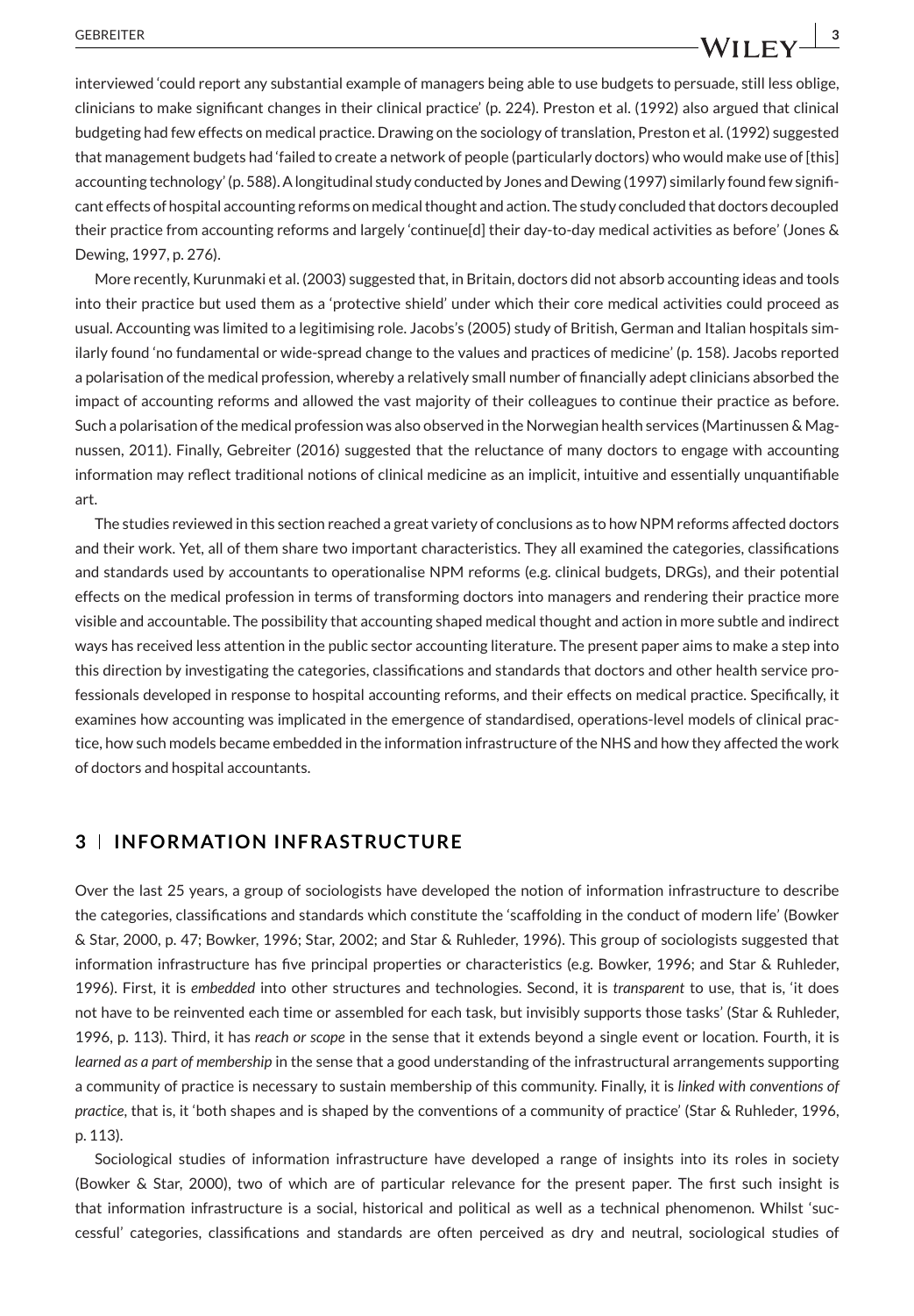interviewed 'could report any substantial example of managers being able to use budgets to persuade, still less oblige, clinicians to make significant changes in their clinical practice' (p. 224). Preston et al. (1992) also argued that clinical budgeting had few effects on medical practice. Drawing on the sociology of translation, Preston et al. (1992) suggested that management budgets had 'failed to create a network of people (particularly doctors) who would make use of [this] accounting technology' (p. 588). A longitudinal study conducted by Jones and Dewing (1997) similarly found few significant effects of hospital accounting reforms on medical thought and action. The study concluded that doctors decoupled their practice from accounting reforms and largely 'continue[d] their day-to-day medical activities as before' (Jones & Dewing, 1997, p. 276).

More recently, Kurunmaki et al. (2003) suggested that, in Britain, doctors did not absorb accounting ideas and tools into their practice but used them as a 'protective shield' under which their core medical activities could proceed as usual. Accounting was limited to a legitimising role. Jacobs's (2005) study of British, German and Italian hospitals similarly found 'no fundamental or wide-spread change to the values and practices of medicine' (p. 158). Jacobs reported a polarisation of the medical profession, whereby a relatively small number of financially adept clinicians absorbed the impact of accounting reforms and allowed the vast majority of their colleagues to continue their practice as before. Such a polarisation of the medical profession was also observed in the Norwegian health services (Martinussen & Magnussen, 2011). Finally, Gebreiter (2016) suggested that the reluctance of many doctors to engage with accounting information may reflect traditional notions of clinical medicine as an implicit, intuitive and essentially unquantifiable art.

The studies reviewed in this section reached a great variety of conclusions as to how NPM reforms affected doctors and their work. Yet, all of them share two important characteristics. They all examined the categories, classifications and standards used by accountants to operationalise NPM reforms (e.g. clinical budgets, DRGs), and their potential effects on the medical profession in terms of transforming doctors into managers and rendering their practice more visible and accountable. The possibility that accounting shaped medical thought and action in more subtle and indirect ways has received less attention in the public sector accounting literature. The present paper aims to make a step into this direction by investigating the categories, classifications and standards that doctors and other health service professionals developed in response to hospital accounting reforms, and their effects on medical practice. Specifically, it examines how accounting was implicated in the emergence of standardised, operations-level models of clinical practice, how such models became embedded in the information infrastructure of the NHS and how they affected the work of doctors and hospital accountants.

## 3 | INFORMATION INFRASTRUCTURE

Over the last 25 years, a group of sociologists have developed the notion of information infrastructure to describe the categories, classifications and standards which constitute the 'scaffolding in the conduct of modern life' (Bowker & Star, 2000, p. 47; Bowker, 1996; Star, 2002; and Star & Ruhleder, 1996). This group of sociologists suggested that information infrastructure has five principal properties or characteristics (e.g. Bowker, 1996; and Star & Ruhleder, 1996). First, it is *embedded* into other structures and technologies. Second, it is *transparent* to use, that is, 'it does not have to be reinvented each time or assembled for each task, but invisibly supports those tasks' (Star & Ruhleder, 1996, p. 113). Third, it has *reach or scope* in the sense that it extends beyond a single event or location. Fourth, it is *learned as a part of membership* in the sense that a good understanding of the infrastructural arrangements supporting a community of practice is necessary to sustain membership of this community. Finally, it is *linked with conventions of practice*, that is, it 'both shapes and is shaped by the conventions of a community of practice' (Star & Ruhleder, 1996, p. 113).

Sociological studies of information infrastructure have developed a range of insights into its roles in society (Bowker & Star, 2000), two of which are of particular relevance for the present paper. The first such insight is that information infrastructure is a social, historical and political as well as a technical phenomenon. Whilst 'successful' categories, classifications and standards are often perceived as dry and neutral, sociological studies of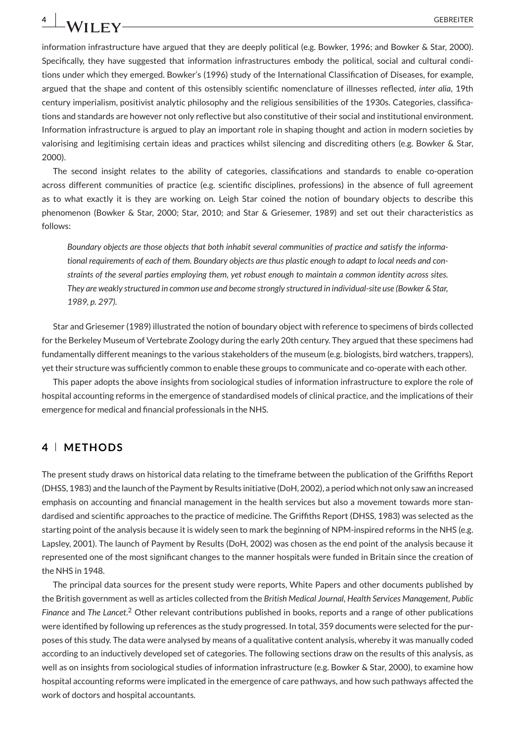information infrastructure have argued that they are deeply political (e.g. Bowker, 1996; and Bowker & Star, 2000). Specifically, they have suggested that information infrastructures embody the political, social and cultural conditions under which they emerged. Bowker's (1996) study of the International Classification of Diseases, for example, argued that the shape and content of this ostensibly scientific nomenclature of illnesses reflected, *inter alia*, 19th century imperialism, positivist analytic philosophy and the religious sensibilities of the 1930s. Categories, classifications and standards are however not only reflective but also constitutive of their social and institutional environment. Information infrastructure is argued to play an important role in shaping thought and action in modern societies by valorising and legitimising certain ideas and practices whilst silencing and discrediting others (e.g. Bowker & Star, 2000).

The second insight relates to the ability of categories, classifications and standards to enable co-operation across different communities of practice (e.g. scientific disciplines, professions) in the absence of full agreement as to what exactly it is they are working on. Leigh Star coined the notion of boundary objects to describe this phenomenon (Bowker & Star, 2000; Star, 2010; and Star & Griesemer, 1989) and set out their characteristics as follows:

> *Boundary objects are those objects that both inhabit several communities of practice and satisfy the informational requirements of each of them. Boundary objects are thus plastic enough to adapt to local needs and constraints of the several parties employing them, yet robust enough to maintain a common identity across sites. They are weakly structured in common use and become strongly structured in individual-site use (Bowker & Star, 1989, p. 297).*

Star and Griesemer (1989) illustrated the notion of boundary object with reference to specimens of birds collected for the Berkeley Museum of Vertebrate Zoology during the early 20th century. They argued that these specimens had fundamentally different meanings to the various stakeholders of the museum (e.g. biologists, bird watchers, trappers), yet their structure was sufficiently common to enable these groups to communicate and co-operate with each other.

This paper adopts the above insights from sociological studies of information infrastructure to explore the role of hospital accounting reforms in the emergence of standardised models of clinical practice, and the implications of their emergence for medical and financial professionals in the NHS.

## 4 | METHODS

The present study draws on historical data relating to the timeframe between the publication of the Griffiths Report (DHSS, 1983) and the launch of the Payment by Results initiative (DoH, 2002), a period which not only saw an increased emphasis on accounting and financial management in the health services but also a movement towards more standardised and scientific approaches to the practice of medicine. The Griffiths Report (DHSS, 1983) was selected as the starting point of the analysis because it is widely seen to mark the beginning of NPM-inspired reforms in the NHS (e.g. Lapsley, 2001). The launch of Payment by Results (DoH, 2002) was chosen as the end point of the analysis because it represented one of the most significant changes to the manner hospitals were funded in Britain since the creation of the NHS in 1948.

The principal data sources for the present study were reports, White Papers and other documents published by the British government as well as articles collected from the *British Medical Journal*, *Health Services Management*, *Public Finance* and *The Lancet*.[2] Other relevant contributions published in books, reports and a range of other publications were identified by following up references as the study progressed. In total, 359 documents were selected for the purposes of this study. The data were analysed by means of a qualitative content analysis, whereby it was manually coded according to an inductively developed set of categories. The following sections draw on the results of this analysis, as well as on insights from sociological studies of information infrastructure (e.g. Bowker & Star, 2000), to examine how hospital accounting reforms were implicated in the emergence of care pathways, and how such pathways affected the work of doctors and hospital accountants.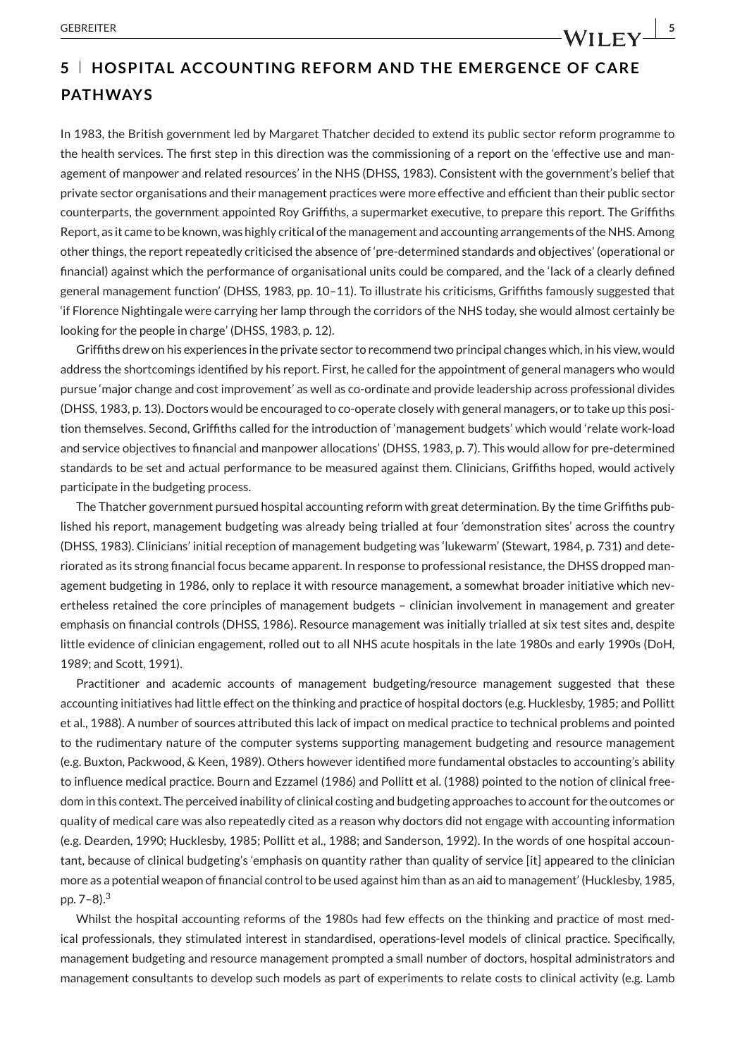## 5 | HOSPITAL ACCOUNTING REFORM AND THE EMERGENCE OF CARE PATHWAYS

In 1983, the British government led by Margaret Thatcher decided to extend its public sector reform programme to the health services. The first step in this direction was the commissioning of a report on the 'effective use and management of manpower and related resources' in the NHS (DHSS, 1983). Consistent with the government's belief that private sector organisations and their management practices were more effective and efficient than their public sector counterparts, the government appointed Roy Griffiths, a supermarket executive, to prepare this report. The Griffiths Report, as it came to be known, was highly critical of the management and accounting arrangements of the NHS. Among other things, the report repeatedly criticised the absence of 'pre-determined standards and objectives' (operational or financial) against which the performance of organisational units could be compared, and the 'lack of a clearly defined general management function' (DHSS, 1983, pp. 10–11). To illustrate his criticisms, Griffiths famously suggested that 'if Florence Nightingale were carrying her lamp through the corridors of the NHS today, she would almost certainly be looking for the people in charge' (DHSS, 1983, p. 12).

Griffiths drew on his experiences in the private sector to recommend two principal changes which, in his view, would address the shortcomings identified by his report. First, he called for the appointment of general managers who would pursue 'major change and cost improvement' as well as co-ordinate and provide leadership across professional divides (DHSS, 1983, p. 13). Doctors would be encouraged to co-operate closely with general managers, or to take up this position themselves. Second, Griffiths called for the introduction of 'management budgets' which would 'relate work-load and service objectives to financial and manpower allocations' (DHSS, 1983, p. 7). This would allow for pre-determined standards to be set and actual performance to be measured against them. Clinicians, Griffiths hoped, would actively participate in the budgeting process.

The Thatcher government pursued hospital accounting reform with great determination. By the time Griffiths published his report, management budgeting was already being trialled at four 'demonstration sites' across the country (DHSS, 1983). Clinicians' initial reception of management budgeting was 'lukewarm' (Stewart, 1984, p. 731) and deteriorated as its strong financial focus became apparent. In response to professional resistance, the DHSS dropped management budgeting in 1986, only to replace it with resource management, a somewhat broader initiative which nevertheless retained the core principles of management budgets – clinician involvement in management and greater emphasis on financial controls (DHSS, 1986). Resource management was initially trialled at six test sites and, despite little evidence of clinician engagement, rolled out to all NHS acute hospitals in the late 1980s and early 1990s (DoH, 1989; and Scott, 1991).

Practitioner and academic accounts of management budgeting/resource management suggested that these accounting initiatives had little effect on the thinking and practice of hospital doctors (e.g. Hucklesby, 1985; and Pollitt et al., 1988). A number of sources attributed this lack of impact on medical practice to technical problems and pointed to the rudimentary nature of the computer systems supporting management budgeting and resource management (e.g. Buxton, Packwood, & Keen, 1989). Others however identified more fundamental obstacles to accounting's ability to influence medical practice. Bourn and Ezzamel (1986) and Pollitt et al. (1988) pointed to the notion of clinical freedom in this context. The perceived inability of clinical costing and budgeting approaches to account for the outcomes or quality of medical care was also repeatedly cited as a reason why doctors did not engage with accounting information (e.g. Dearden, 1990; Hucklesby, 1985; Pollitt et al., 1988; and Sanderson, 1992). In the words of one hospital accountant, because of clinical budgeting's 'emphasis on quantity rather than quality of service [it] appeared to the clinician more as a potential weapon of financial control to be used against him than as an aid to management' (Hucklesby, 1985, pp. 7–8).[3]

Whilst the hospital accounting reforms of the 1980s had few effects on the thinking and practice of most medical professionals, they stimulated interest in standardised, operations-level models of clinical practice. Specifically, management budgeting and resource management prompted a small number of doctors, hospital administrators and management consultants to develop such models as part of experiments to relate costs to clinical activity (e.g. Lamb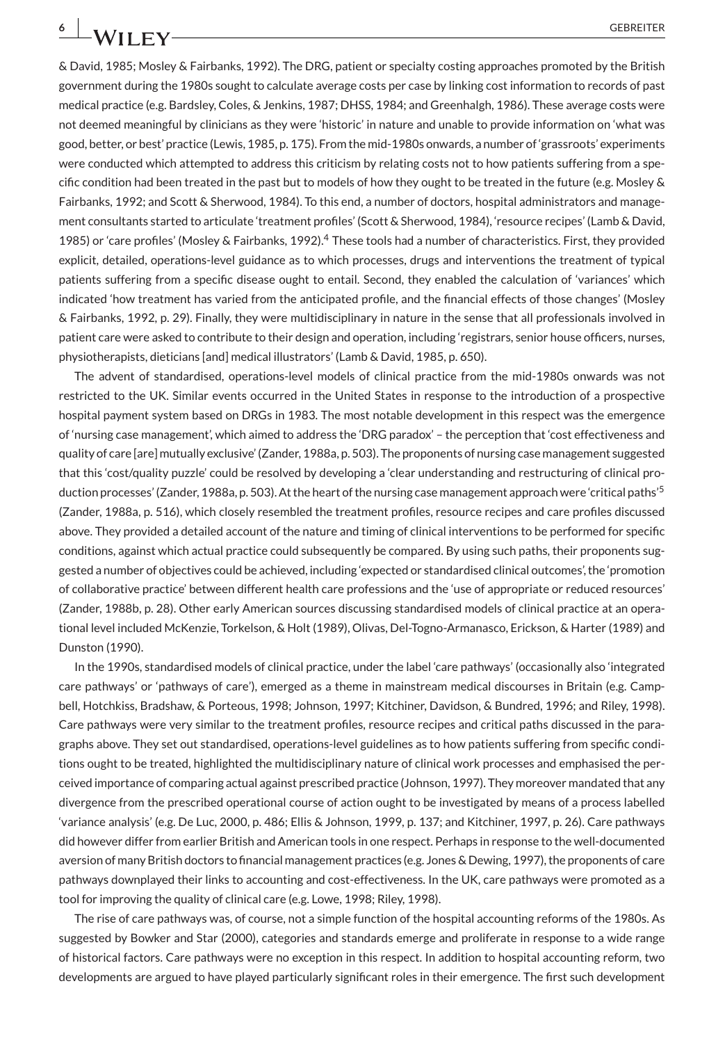& David, 1985; Mosley & Fairbanks, 1992). The DRG, patient or specialty costing approaches promoted by the British government during the 1980s sought to calculate average costs per case by linking cost information to records of past medical practice (e.g. Bardsley, Coles, & Jenkins, 1987; DHSS, 1984; and Greenhalgh, 1986). These average costs were not deemed meaningful by clinicians as they were 'historic' in nature and unable to provide information on 'what was good, better, or best' practice (Lewis, 1985, p. 175). From the mid-1980s onwards, a number of 'grassroots' experiments were conducted which attempted to address this criticism by relating costs not to how patients suffering from a specific condition had been treated in the past but to models of how they ought to be treated in the future (e.g. Mosley & Fairbanks, 1992; and Scott & Sherwood, 1984). To this end, a number of doctors, hospital administrators and management consultants started to articulate 'treatment profiles' (Scott & Sherwood, 1984), 'resource recipes' (Lamb & David, 1985) or 'care profiles' (Mosley & Fairbanks, 1992).[4] These tools had a number of characteristics. First, they provided explicit, detailed, operations-level guidance as to which processes, drugs and interventions the treatment of typical patients suffering from a specific disease ought to entail. Second, they enabled the calculation of 'variances' which indicated 'how treatment has varied from the anticipated profile, and the financial effects of those changes' (Mosley & Fairbanks, 1992, p. 29). Finally, they were multidisciplinary in nature in the sense that all professionals involved in patient care were asked to contribute to their design and operation, including 'registrars, senior house officers, nurses, physiotherapists, dieticians [and] medical illustrators' (Lamb & David, 1985, p. 650).

The advent of standardised, operations-level models of clinical practice from the mid-1980s onwards was not restricted to the UK. Similar events occurred in the United States in response to the introduction of a prospective hospital payment system based on DRGs in 1983. The most notable development in this respect was the emergence of 'nursing case management', which aimed to address the 'DRG paradox' – the perception that 'cost effectiveness and quality of care [are] mutually exclusive' (Zander, 1988a, p. 503). The proponents of nursing case management suggested that this 'cost/quality puzzle' could be resolved by developing a 'clear understanding and restructuring of clinical production processes' (Zander, 1988a, p. 503). At the heart of the nursing case management approach were 'critical paths'[5] (Zander, 1988a, p. 516), which closely resembled the treatment profiles, resource recipes and care profiles discussed above. They provided a detailed account of the nature and timing of clinical interventions to be performed for specific conditions, against which actual practice could subsequently be compared. By using such paths, their proponents suggested a number of objectives could be achieved, including 'expected or standardised clinical outcomes', the 'promotion of collaborative practice' between different health care professions and the 'use of appropriate or reduced resources' (Zander, 1988b, p. 28). Other early American sources discussing standardised models of clinical practice at an operational level included McKenzie, Torkelson, & Holt (1989), Olivas, Del-Togno-Armanasco, Erickson, & Harter (1989) and Dunston (1990).

In the 1990s, standardised models of clinical practice, under the label 'care pathways' (occasionally also 'integrated care pathways' or 'pathways of care'), emerged as a theme in mainstream medical discourses in Britain (e.g. Campbell, Hotchkiss, Bradshaw, & Porteous, 1998; Johnson, 1997; Kitchiner, Davidson, & Bundred, 1996; and Riley, 1998). Care pathways were very similar to the treatment profiles, resource recipes and critical paths discussed in the paragraphs above. They set out standardised, operations-level guidelines as to how patients suffering from specific conditions ought to be treated, highlighted the multidisciplinary nature of clinical work processes and emphasised the perceived importance of comparing actual against prescribed practice (Johnson, 1997). They moreover mandated that any divergence from the prescribed operational course of action ought to be investigated by means of a process labelled 'variance analysis' (e.g. De Luc, 2000, p. 486; Ellis & Johnson, 1999, p. 137; and Kitchiner, 1997, p. 26). Care pathways did however differ from earlier British and American tools in one respect. Perhaps in response to the well-documented aversion of many British doctors to financial management practices (e.g. Jones & Dewing, 1997), the proponents of care pathways downplayed their links to accounting and cost-effectiveness. In the UK, care pathways were promoted as a tool for improving the quality of clinical care (e.g. Lowe, 1998; Riley, 1998).

The rise of care pathways was, of course, not a simple function of the hospital accounting reforms of the 1980s. As suggested by Bowker and Star (2000), categories and standards emerge and proliferate in response to a wide range of historical factors. Care pathways were no exception in this respect. In addition to hospital accounting reform, two developments are argued to have played particularly significant roles in their emergence. The first such development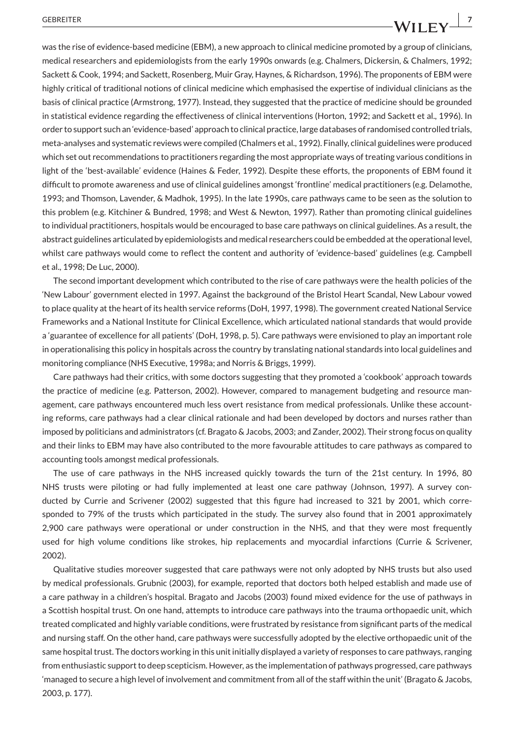was the rise of evidence-based medicine (EBM), a new approach to clinical medicine promoted by a group of clinicians, medical researchers and epidemiologists from the early 1990s onwards (e.g. Chalmers, Dickersin, & Chalmers, 1992; Sackett & Cook, 1994; and Sackett, Rosenberg, Muir Gray, Haynes, & Richardson, 1996). The proponents of EBM were highly critical of traditional notions of clinical medicine which emphasised the expertise of individual clinicians as the basis of clinical practice (Armstrong, 1977). Instead, they suggested that the practice of medicine should be grounded in statistical evidence regarding the effectiveness of clinical interventions (Horton, 1992; and Sackett et al., 1996). In order to support such an 'evidence-based' approach to clinical practice, large databases of randomised controlled trials, meta-analyses and systematic reviews were compiled (Chalmers et al., 1992). Finally, clinical guidelines were produced which set out recommendations to practitioners regarding the most appropriate ways of treating various conditions in light of the 'best-available' evidence (Haines & Feder, 1992). Despite these efforts, the proponents of EBM found it difficult to promote awareness and use of clinical guidelines amongst 'frontline' medical practitioners (e.g. Delamothe, 1993; and Thomson, Lavender, & Madhok, 1995). In the late 1990s, care pathways came to be seen as the solution to this problem (e.g. Kitchiner & Bundred, 1998; and West & Newton, 1997). Rather than promoting clinical guidelines to individual practitioners, hospitals would be encouraged to base care pathways on clinical guidelines. As a result, the abstract guidelines articulated by epidemiologists and medical researchers could be embedded at the operational level, whilst care pathways would come to reflect the content and authority of 'evidence-based' guidelines (e.g. Campbell et al., 1998; De Luc, 2000).

The second important development which contributed to the rise of care pathways were the health policies of the 'New Labour' government elected in 1997. Against the background of the Bristol Heart Scandal, New Labour vowed to place quality at the heart of its health service reforms (DoH, 1997, 1998). The government created National Service Frameworks and a National Institute for Clinical Excellence, which articulated national standards that would provide a 'guarantee of excellence for all patients' (DoH, 1998, p. 5). Care pathways were envisioned to play an important role in operationalising this policy in hospitals across the country by translating national standards into local guidelines and monitoring compliance (NHS Executive, 1998a; and Norris & Briggs, 1999).

Care pathways had their critics, with some doctors suggesting that they promoted a 'cookbook' approach towards the practice of medicine (e.g. Patterson, 2002). However, compared to management budgeting and resource management, care pathways encountered much less overt resistance from medical professionals. Unlike these accounting reforms, care pathways had a clear clinical rationale and had been developed by doctors and nurses rather than imposed by politicians and administrators (cf. Bragato & Jacobs, 2003; and Zander, 2002). Their strong focus on quality and their links to EBM may have also contributed to the more favourable attitudes to care pathways as compared to accounting tools amongst medical professionals.

The use of care pathways in the NHS increased quickly towards the turn of the 21st century. In 1996, 80 NHS trusts were piloting or had fully implemented at least one care pathway (Johnson, 1997). A survey conducted by Currie and Scrivener (2002) suggested that this figure had increased to 321 by 2001, which corresponded to 79% of the trusts which participated in the study. The survey also found that in 2001 approximately 2,900 care pathways were operational or under construction in the NHS, and that they were most frequently used for high volume conditions like strokes, hip replacements and myocardial infarctions (Currie & Scrivener, 2002).

Qualitative studies moreover suggested that care pathways were not only adopted by NHS trusts but also used by medical professionals. Grubnic (2003), for example, reported that doctors both helped establish and made use of a care pathway in a children's hospital. Bragato and Jacobs (2003) found mixed evidence for the use of pathways in a Scottish hospital trust. On one hand, attempts to introduce care pathways into the trauma orthopaedic unit, which treated complicated and highly variable conditions, were frustrated by resistance from significant parts of the medical and nursing staff. On the other hand, care pathways were successfully adopted by the elective orthopaedic unit of the same hospital trust. The doctors working in this unit initially displayed a variety of responses to care pathways, ranging from enthusiastic support to deep scepticism. However, as the implementation of pathways progressed, care pathways 'managed to secure a high level of involvement and commitment from all of the staff within the unit' (Bragato & Jacobs, 2003, p. 177).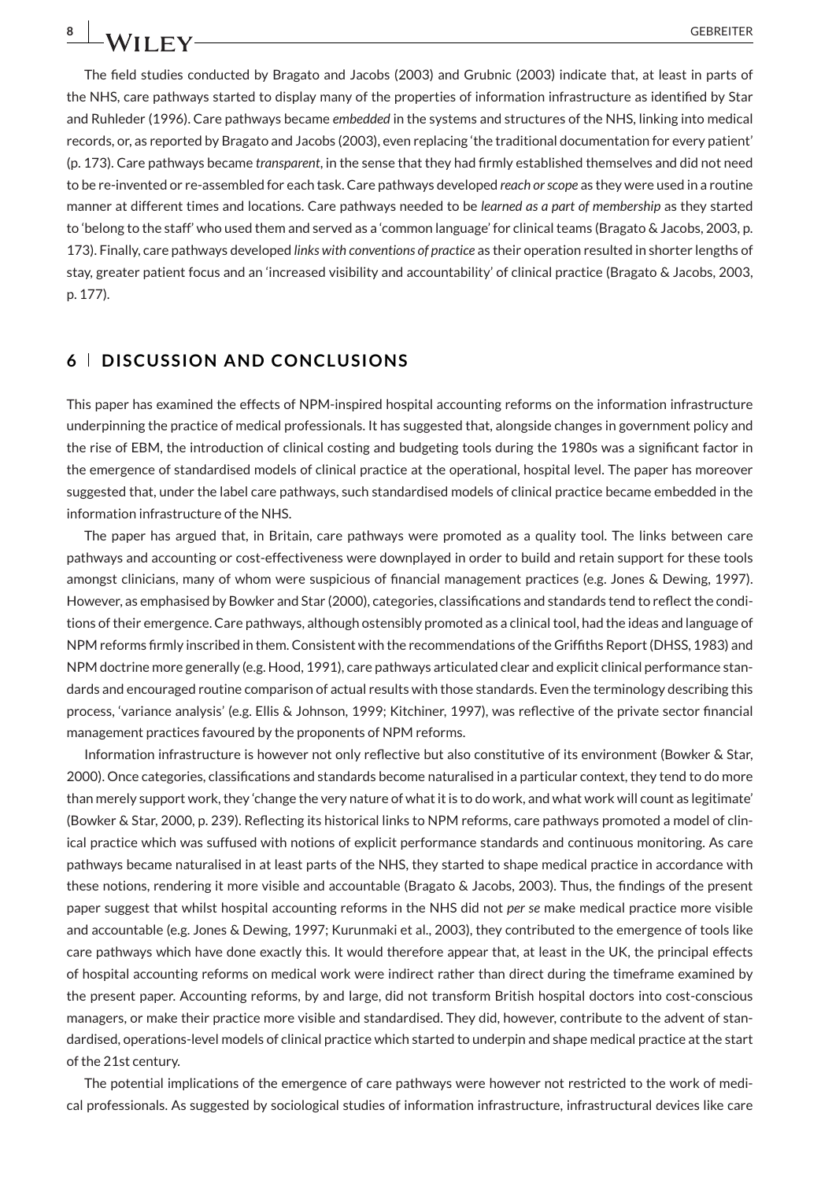The field studies conducted by Bragato and Jacobs (2003) and Grubnic (2003) indicate that, at least in parts of the NHS, care pathways started to display many of the properties of information infrastructure as identified by Star and Ruhleder (1996). Care pathways became *embedded* in the systems and structures of the NHS, linking into medical records, or, as reported by Bragato and Jacobs (2003), even replacing 'the traditional documentation for every patient' (p. 173). Care pathways became *transparent*, in the sense that they had firmly established themselves and did not need to be re-invented or re-assembled for each task. Care pathways developed *reach or scope* as they were used in a routine manner at different times and locations. Care pathways needed to be *learned as a part of membership* as they started to 'belong to the staff' who used them and served as a 'common language' for clinical teams (Bragato & Jacobs, 2003, p. 173). Finally, care pathways developed *links with conventions of practice* as their operation resulted in shorter lengths of stay, greater patient focus and an 'increased visibility and accountability' of clinical practice (Bragato & Jacobs, 2003, p. 177).

## 6 | DISCUSSION AND CONCLUSIONS

This paper has examined the effects of NPM-inspired hospital accounting reforms on the information infrastructure underpinning the practice of medical professionals. It has suggested that, alongside changes in government policy and the rise of EBM, the introduction of clinical costing and budgeting tools during the 1980s was a significant factor in the emergence of standardised models of clinical practice at the operational, hospital level. The paper has moreover suggested that, under the label care pathways, such standardised models of clinical practice became embedded in the information infrastructure of the NHS.

The paper has argued that, in Britain, care pathways were promoted as a quality tool. The links between care pathways and accounting or cost-effectiveness were downplayed in order to build and retain support for these tools amongst clinicians, many of whom were suspicious of financial management practices (e.g. Jones & Dewing, 1997). However, as emphasised by Bowker and Star (2000), categories, classifications and standards tend to reflect the conditions of their emergence. Care pathways, although ostensibly promoted as a clinical tool, had the ideas and language of NPM reforms firmly inscribed in them. Consistent with the recommendations of the Griffiths Report (DHSS, 1983) and NPM doctrine more generally (e.g. Hood, 1991), care pathways articulated clear and explicit clinical performance standards and encouraged routine comparison of actual results with those standards. Even the terminology describing this process, 'variance analysis' (e.g. Ellis & Johnson, 1999; Kitchiner, 1997), was reflective of the private sector financial management practices favoured by the proponents of NPM reforms.

Information infrastructure is however not only reflective but also constitutive of its environment (Bowker & Star, 2000). Once categories, classifications and standards become naturalised in a particular context, they tend to do more than merely support work, they 'change the very nature of what it is to do work, and what work will count as legitimate' (Bowker & Star, 2000, p. 239). Reflecting its historical links to NPM reforms, care pathways promoted a model of clinical practice which was suffused with notions of explicit performance standards and continuous monitoring. As care pathways became naturalised in at least parts of the NHS, they started to shape medical practice in accordance with these notions, rendering it more visible and accountable (Bragato & Jacobs, 2003). Thus, the findings of the present paper suggest that whilst hospital accounting reforms in the NHS did not *per se* make medical practice more visible and accountable (e.g. Jones & Dewing, 1997; Kurunmaki et al., 2003), they contributed to the emergence of tools like care pathways which have done exactly this. It would therefore appear that, at least in the UK, the principal effects of hospital accounting reforms on medical work were indirect rather than direct during the timeframe examined by the present paper. Accounting reforms, by and large, did not transform British hospital doctors into cost-conscious managers, or make their practice more visible and standardised. They did, however, contribute to the advent of standardised, operations-level models of clinical practice which started to underpin and shape medical practice at the start of the 21st century.

The potential implications of the emergence of care pathways were however not restricted to the work of medical professionals. As suggested by sociological studies of information infrastructure, infrastructural devices like care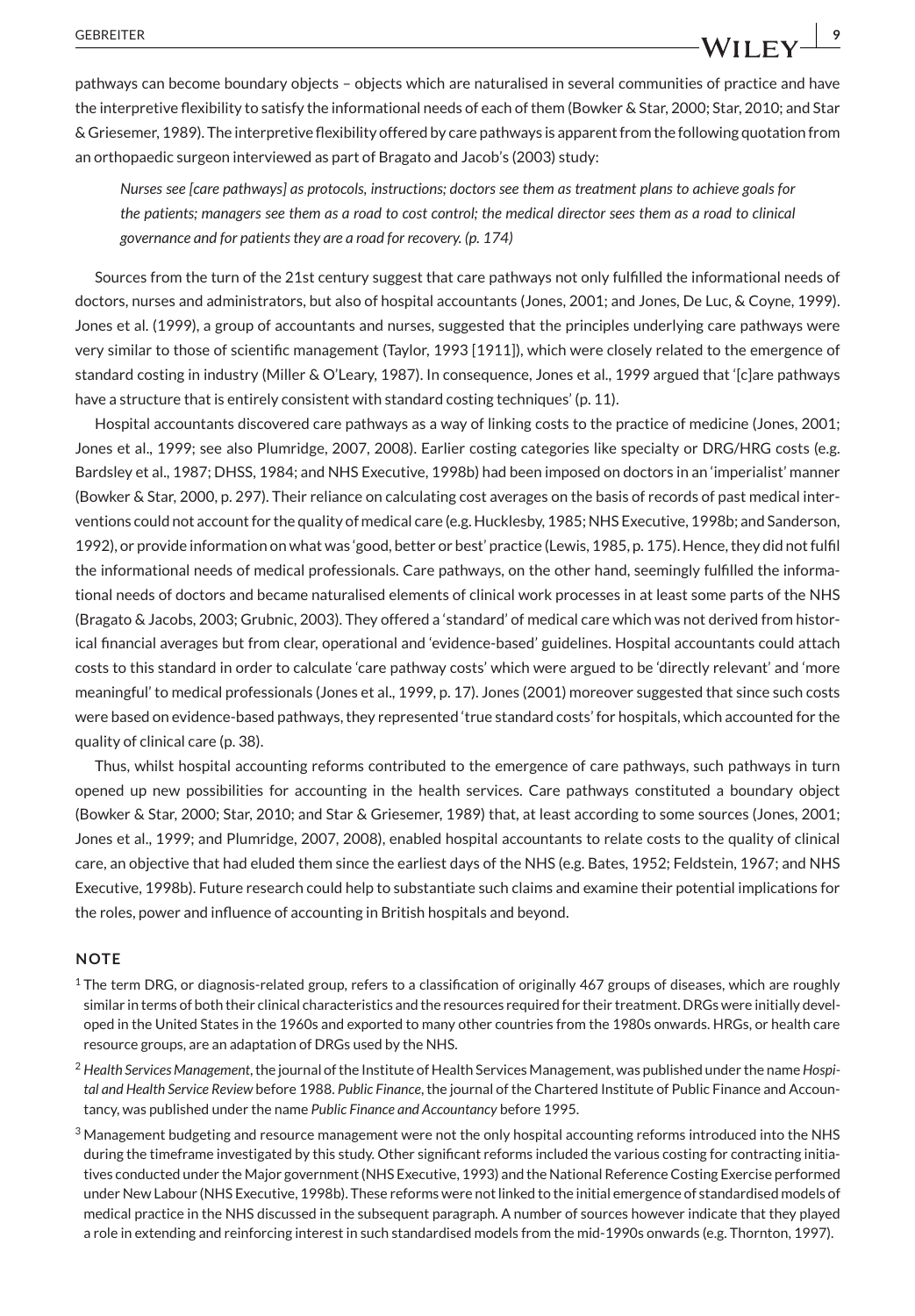pathways can become boundary objects – objects which are naturalised in several communities of practice and have the interpretive flexibility to satisfy the informational needs of each of them (Bowker & Star, 2000; Star, 2010; and Star & Griesemer, 1989). The interpretive flexibility offered by care pathways is apparent from the following quotation from an orthopaedic surgeon interviewed as part of Bragato and Jacob's (2003) study:

> *Nurses see [care pathways] as protocols, instructions; doctors see them as treatment plans to achieve goals for the patients; managers see them as a road to cost control; the medical director sees them as a road to clinical governance and for patients they are a road for recovery. (p. 174)*

Sources from the turn of the 21st century suggest that care pathways not only fulfilled the informational needs of doctors, nurses and administrators, but also of hospital accountants (Jones, 2001; and Jones, De Luc, & Coyne, 1999). Jones et al. (1999), a group of accountants and nurses, suggested that the principles underlying care pathways were very similar to those of scientific management (Taylor, 1993 [1911]), which were closely related to the emergence of standard costing in industry (Miller & O'Leary, 1987). In consequence, Jones et al., 1999 argued that '[c]are pathways have a structure that is entirely consistent with standard costing techniques' (p. 11).

Hospital accountants discovered care pathways as a way of linking costs to the practice of medicine (Jones, 2001; Jones et al., 1999; see also Plumridge, 2007, 2008). Earlier costing categories like specialty or DRG/HRG costs (e.g. Bardsley et al., 1987; DHSS, 1984; and NHS Executive, 1998b) had been imposed on doctors in an 'imperialist' manner (Bowker & Star, 2000, p. 297). Their reliance on calculating cost averages on the basis of records of past medical interventions could not account for the quality of medical care (e.g. Hucklesby, 1985; NHS Executive, 1998b; and Sanderson, 1992), or provide information on what was 'good, better or best' practice (Lewis, 1985, p. 175). Hence, they did not fulfil the informational needs of medical professionals. Care pathways, on the other hand, seemingly fulfilled the informational needs of doctors and became naturalised elements of clinical work processes in at least some parts of the NHS (Bragato & Jacobs, 2003; Grubnic, 2003). They offered a 'standard' of medical care which was not derived from historical financial averages but from clear, operational and 'evidence-based' guidelines. Hospital accountants could attach costs to this standard in order to calculate 'care pathway costs' which were argued to be 'directly relevant' and 'more meaningful' to medical professionals (Jones et al., 1999, p. 17). Jones (2001) moreover suggested that since such costs were based on evidence-based pathways, they represented 'true standard costs' for hospitals, which accounted for the quality of clinical care (p. 38).

Thus, whilst hospital accounting reforms contributed to the emergence of care pathways, such pathways in turn opened up new possibilities for accounting in the health services. Care pathways constituted a boundary object (Bowker & Star, 2000; Star, 2010; and Star & Griesemer, 1989) that, at least according to some sources (Jones, 2001; Jones et al., 1999; and Plumridge, 2007, 2008), enabled hospital accountants to relate costs to the quality of clinical care, an objective that had eluded them since the earliest days of the NHS (e.g. Bates, 1952; Feldstein, 1967; and NHS Executive, 1998b). Future research could help to substantiate such claims and examine their potential implications for the roles, power and influence of accounting in British hospitals and beyond.

## NOTE

[1] The term DRG, or diagnosis-related group, refers to a classification of originally 467 groups of diseases, which are roughly similar in terms of both their clinical characteristics and the resources required for their treatment. DRGs were initially developed in the United States in the 1960s and exported to many other countries from the 1980s onwards. HRGs, or health care resource groups, are an adaptation of DRGs used by the NHS.

[2] *Health Services Management*, the journal of the Institute of Health Services Management, was published under the name *Hospital and Health Service Review* before 1988. *Public Finance*, the journal of the Chartered Institute of Public Finance and Accountancy, was published under the name *Public Finance and Accountancy* before 1995.

[3] Management budgeting and resource management were not the only hospital accounting reforms introduced into the NHS during the timeframe investigated by this study. Other significant reforms included the various costing for contracting initiatives conducted under the Major government (NHS Executive, 1993) and the National Reference Costing Exercise performed under New Labour (NHS Executive, 1998b). These reforms were not linked to the initial emergence of standardised models of medical practice in the NHS discussed in the subsequent paragraph. A number of sources however indicate that they played a role in extending and reinforcing interest in such standardised models from the mid-1990s onwards (e.g. Thornton, 1997).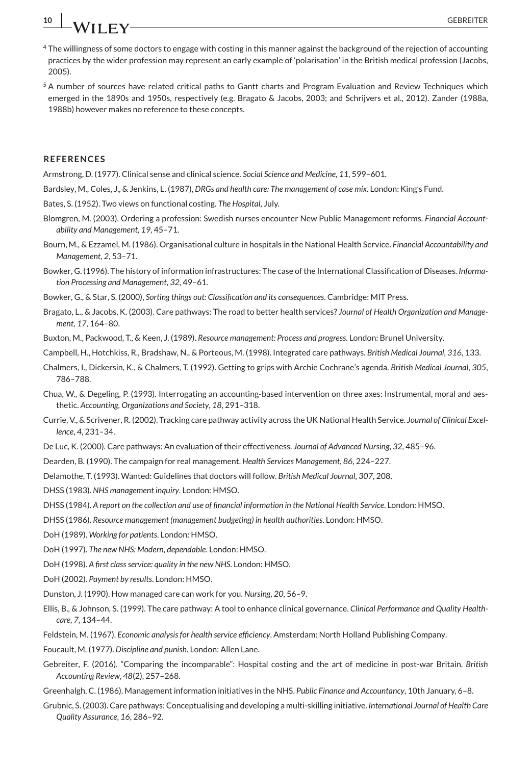[4] The willingness of some doctors to engage with costing in this manner against the background of the rejection of accounting practices by the wider profession may represent an early example of 'polarisation' in the British medical profession (Jacobs, 2005).

[5] A number of sources have related critical paths to Gantt charts and Program Evaluation and Review Techniques which emerged in the 1890s and 1950s, respectively (e.g. Bragato & Jacobs, 2003; and Schrijvers et al., 2012). Zander (1988a, 1988b) however makes no reference to these concepts.

## REFERENCES

Armstrong, D. (1977). Clinical sense and clinical science. *Social Science and Medicine*, *11*, 599–601.

Bardsley, M., Coles, J., & Jenkins, L. (1987), *DRGs and health care: The management of case mix*. London: King's Fund.

Bates, S. (1952). Two views on functional costing. *The Hospital*, July.

Blomgren, M. (2003). Ordering a profession: Swedish nurses encounter New Public Management reforms. *Financial Accountability and Management*, *19*, 45–71.

Bourn, M., & Ezzamel, M. (1986). Organisational culture in hospitals in the National Health Service. *Financial Accountability and Management*, *2*, 53–71.

Bowker, G. (1996). The history of information infrastructures: The case of the International Classification of Diseases. *Information Processing and Management*, *32*, 49–61.

Bowker, G., & Star, S. (2000), *Sorting things out: Classification and its consequences*. Cambridge: MIT Press.

Bragato, L., & Jacobs, K. (2003). Care pathways: The road to better health services? *Journal of Health Organization and Management*, *17*, 164–80.

Buxton, M., Packwood, T., & Keen, J. (1989). *Resource management: Process and progress*. London: Brunel University.

Campbell, H., Hotchkiss, R., Bradshaw, N., & Porteous, M. (1998). Integrated care pathways. *British Medical Journal*, *316*, 133.

Chalmers, I., Dickersin, K., & Chalmers, T. (1992). Getting to grips with Archie Cochrane's agenda. *British Medical Journal*, *305*, 786–788.

Chua, W., & Degeling, P. (1993). Interrogating an accounting-based intervention on three axes: Instrumental, moral and aesthetic. *Accounting, Organizations and Society*, *18*, 291–318.

Currie, V., & Scrivener, R. (2002). Tracking care pathway activity across the UK National Health Service. *Journal of Clinical Excellence*, *4*, 231–34.

De Luc, K. (2000). Care pathways: An evaluation of their effectiveness. *Journal of Advanced Nursing*, *32*, 485–96.

Dearden, B. (1990). The campaign for real management. *Health Services Management*, *86*, 224–227.

Delamothe, T. (1993). Wanted: Guidelines that doctors will follow. *British Medical Journal*, *307*, 208.

DHSS (1983). *NHS management inquiry*. London: HMSO.

DHSS (1984). *A report on the collection and use of financial information in the National Health Service*. London: HMSO.

DHSS (1986). *Resource management (management budgeting) in health authorities*. London: HMSO.

DoH (1989). *Working for patients*. London: HMSO.

DoH (1997). *The new NHS: Modern, dependable*. London: HMSO.

DoH (1998). *A first class service: quality in the new NHS*. London: HMSO.

DoH (2002). *Payment by results*. London: HMSO.

Dunston, J. (1990). How managed care can work for you. *Nursing*, *20*, 56–9.

Ellis, B., & Johnson, S. (1999). The care pathway: A tool to enhance clinical governance. *Clinical Performance and Quality Healthcare*, *7*, 134–44.

Feldstein, M. (1967). *Economic analysis for health service efficiency*. Amsterdam: North Holland Publishing Company.

Foucault, M. (1977). *Discipline and punish*. London: Allen Lane.

Gebreiter, F. (2016). "Comparing the incomparable": Hospital costing and the art of medicine in post-war Britain. *British Accounting Review*, *48*(2), 257–268.

Greenhalgh, C. (1986). Management information initiatives in the NHS. *Public Finance and Accountancy*, 10th January, 6–8.

Grubnic, S. (2003). Care pathways: Conceptualising and developing a multi-skilling initiative. *International Journal of Health Care Quality Assurance*, *16*, 286–92.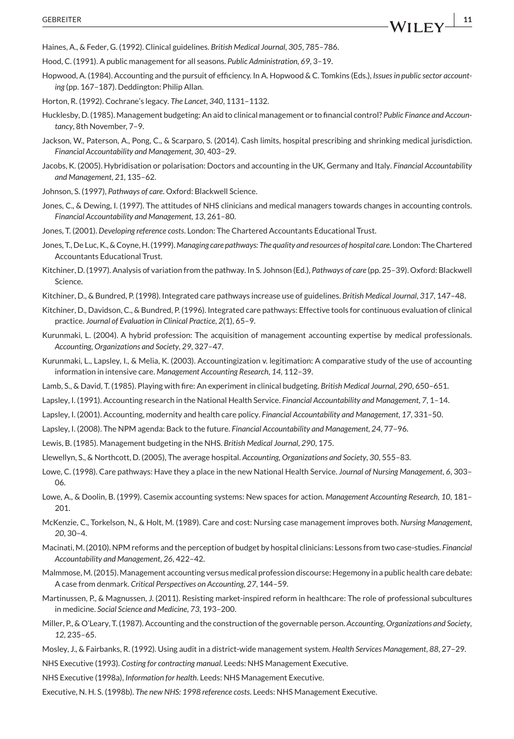Haines, A., & Feder, G. (1992). Clinical guidelines. *British Medical Journal*, *305*, 785–786.

Hood, C. (1991). A public management for all seasons. *Public Administration*, *69*, 3–19.

Hopwood, A. (1984). Accounting and the pursuit of efficiency. In A. Hopwood & C. Tomkins (Eds.), *Issues in public sector accounting* (pp. 167–187). Deddington: Philip Allan.

Horton, R. (1992). Cochrane's legacy. *The Lancet*, *340*, 1131–1132.

Hucklesby, D. (1985). Management budgeting: An aid to clinical management or to financial control? *Public Finance and Accountancy*, 8th November, 7–9.

Jackson, W., Paterson, A., Pong, C., & Scarparo, S. (2014). Cash limits, hospital prescribing and shrinking medical jurisdiction. *Financial Accountability and Management*, *30*, 403–29.

Jacobs, K. (2005). Hybridisation or polarisation: Doctors and accounting in the UK, Germany and Italy. *Financial Accountability and Management*, *21*, 135–62.

Johnson, S. (1997), *Pathways of care*. Oxford: Blackwell Science.

Jones, C., & Dewing, I. (1997). The attitudes of NHS clinicians and medical managers towards changes in accounting controls. *Financial Accountability and Management*, *13*, 261–80.

Jones, T. (2001). *Developing reference costs*. London: The Chartered Accountants Educational Trust.

Jones, T., De Luc, K., & Coyne, H. (1999). *Managing care pathways: The quality and resources of hospital care*. London: The Chartered Accountants Educational Trust.

Kitchiner, D. (1997). Analysis of variation from the pathway. In S. Johnson (Ed.), *Pathways of care* (pp. 25–39). Oxford: Blackwell Science.

Kitchiner, D., & Bundred, P. (1998). Integrated care pathways increase use of guidelines. *British Medical Journal*, *317*, 147–48.

Kitchiner, D., Davidson, C., & Bundred, P. (1996). Integrated care pathways: Effective tools for continuous evaluation of clinical practice. *Journal of Evaluation in Clinical Practice*, *2*(1), 65–9.

Kurunmaki, L. (2004). A hybrid profession: The acquisition of management accounting expertise by medical professionals. *Accounting, Organizations and Society*, *29*, 327–47.

Kurunmaki, L., Lapsley, I., & Melia, K. (2003). Accountingization v. legitimation: A comparative study of the use of accounting information in intensive care. *Management Accounting Research*, *14*, 112–39.

Lamb, S., & David, T. (1985). Playing with fire: An experiment in clinical budgeting. *British Medical Journal*, *290*, 650–651.

Lapsley, I. (1991). Accounting research in the National Health Service. *Financial Accountability and Management*, *7*, 1–14.

Lapsley, I. (2001). Accounting, modernity and health care policy. *Financial Accountability and Management*, *17*, 331–50.

Lapsley, I. (2008). The NPM agenda: Back to the future. *Financial Accountability and Management*, *24*, 77–96.

Lewis, B. (1985). Management budgeting in the NHS. *British Medical Journal*, *290*, 175.

Llewellyn, S., & Northcott, D. (2005), The average hospital. *Accounting, Organizations and Society*, *30*, 555–83.

Lowe, C. (1998). Care pathways: Have they a place in the new National Health Service. *Journal of Nursing Management*, *6*, 303–06.

Lowe, A., & Doolin, B. (1999). Casemix accounting systems: New spaces for action. *Management Accounting Research*, *10*, 181–201.

McKenzie, C., Torkelson, N., & Holt, M. (1989). Care and cost: Nursing case management improves both. *Nursing Management*, *20*, 30–4.

Macinati, M. (2010). NPM reforms and the perception of budget by hospital clinicians: Lessons from two case-studies. *Financial Accountability and Management*, *26*, 422–42.

Malmmose, M. (2015). Management accounting versus medical profession discourse: Hegemony in a public health care debate: A case from denmark. *Critical Perspectives on Accounting*, *27*, 144–59.

Martinussen, P., & Magnussen, J. (2011). Resisting market-inspired reform in healthcare: The role of professional subcultures in medicine. *Social Science and Medicine*, *73*, 193–200.

Miller, P., & O'Leary, T. (1987). Accounting and the construction of the governable person. *Accounting, Organizations and Society*, *12*, 235–65.

Mosley, J., & Fairbanks, R. (1992). Using audit in a district-wide management system. *Health Services Management*, *88*, 27–29.

NHS Executive (1993). *Costing for contracting manual*. Leeds: NHS Management Executive.

NHS Executive (1998a), *Information for health*. Leeds: NHS Management Executive.

Executive, N. H. S. (1998b). *The new NHS: 1998 reference costs*. Leeds: NHS Management Executive.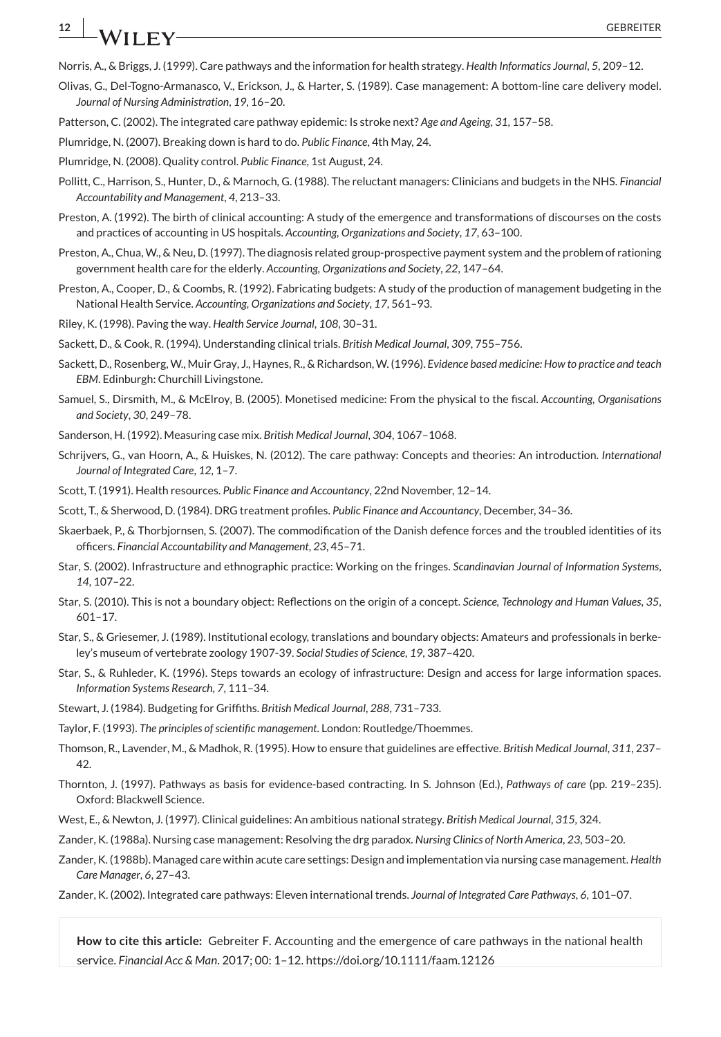Norris, A., & Briggs, J. (1999). Care pathways and the information for health strategy. *Health Informatics Journal*, *5*, 209–12.

Olivas, G., Del-Togno-Armanasco, V., Erickson, J., & Harter, S. (1989). Case management: A bottom-line care delivery model. *Journal of Nursing Administration*, *19*, 16–20.

Patterson, C. (2002). The integrated care pathway epidemic: Is stroke next? *Age and Ageing*, *31*, 157–58.

Plumridge, N. (2007). Breaking down is hard to do. *Public Finance*, 4th May, 24.

Plumridge, N. (2008). Quality control. *Public Finance*, 1st August, 24.

Pollitt, C., Harrison, S., Hunter, D., & Marnoch, G. (1988). The reluctant managers: Clinicians and budgets in the NHS. *Financial Accountability and Management*, *4*, 213–33.

Preston, A. (1992). The birth of clinical accounting: A study of the emergence and transformations of discourses on the costs and practices of accounting in US hospitals. *Accounting, Organizations and Society*, *17*, 63–100.

Preston, A., Chua, W., & Neu, D. (1997). The diagnosis related group-prospective payment system and the problem of rationing government health care for the elderly. *Accounting, Organizations and Society*, *22*, 147–64.

Preston, A., Cooper, D., & Coombs, R. (1992). Fabricating budgets: A study of the production of management budgeting in the National Health Service. *Accounting, Organizations and Society*, *17*, 561–93.

Riley, K. (1998). Paving the way. *Health Service Journal*, *108*, 30–31.

Sackett, D., & Cook, R. (1994). Understanding clinical trials. *British Medical Journal*, *309*, 755–756.

Sackett, D., Rosenberg, W., Muir Gray, J., Haynes, R., & Richardson, W. (1996). *Evidence based medicine: How to practice and teach EBM*. Edinburgh: Churchill Livingstone.

Samuel, S., Dirsmith, M., & McElroy, B. (2005). Monetised medicine: From the physical to the fiscal. *Accounting, Organisations and Society*, *30*, 249–78.

Sanderson, H. (1992). Measuring case mix. *British Medical Journal*, *304*, 1067–1068.

Schrijvers, G., van Hoorn, A., & Huiskes, N. (2012). The care pathway: Concepts and theories: An introduction. *International Journal of Integrated Care*, *12*, 1–7.

Scott, T. (1991). Health resources. *Public Finance and Accountancy*, 22nd November, 12–14.

Scott, T., & Sherwood, D. (1984). DRG treatment profiles. *Public Finance and Accountancy*, December, 34–36.

Skaerbaek, P., & Thorbjornsen, S. (2007). The commodification of the Danish defence forces and the troubled identities of its officers. *Financial Accountability and Management*, *23*, 45–71.

Star, S. (2002). Infrastructure and ethnographic practice: Working on the fringes. *Scandinavian Journal of Information Systems*, *14*, 107–22.

Star, S. (2010). This is not a boundary object: Reflections on the origin of a concept. *Science, Technology and Human Values*, *35*, 601–17.

Star, S., & Griesemer, J. (1989). Institutional ecology, translations and boundary objects: Amateurs and professionals in berkeley's museum of vertebrate zoology 1907-39. *Social Studies of Science*, *19*, 387–420.

Star, S., & Ruhleder, K. (1996). Steps towards an ecology of infrastructure: Design and access for large information spaces. *Information Systems Research*, *7*, 111–34.

Stewart, J. (1984). Budgeting for Griffiths. *British Medical Journal*, *288*, 731–733.

Taylor, F. (1993). *The principles of scientific management*. London: Routledge/Thoemmes.

Thomson, R., Lavender, M., & Madhok, R. (1995). How to ensure that guidelines are effective. *British Medical Journal*, *311*, 237–42.

Thornton, J. (1997). Pathways as basis for evidence-based contracting. In S. Johnson (Ed.), *Pathways of care* (pp. 219–235). Oxford: Blackwell Science.

West, E., & Newton, J. (1997). Clinical guidelines: An ambitious national strategy. *British Medical Journal*, *315*, 324.

Zander, K. (1988a). Nursing case management: Resolving the drg paradox. *Nursing Clinics of North America*, *23*, 503–20.

Zander, K. (1988b). Managed care within acute care settings: Design and implementation via nursing case management. *Health Care Manager*, *6*, 27–43.

Zander, K. (2002). Integrated care pathways: Eleven international trends. *Journal of Integrated Care Pathways*, *6*, 101–07.

**How to cite this article:** Gebreiter F. Accounting and the emergence of care pathways in the national health service. *Financial Acc & Man*. 2017; 00: 1–12. https://doi.org/10.1111/faam.12126